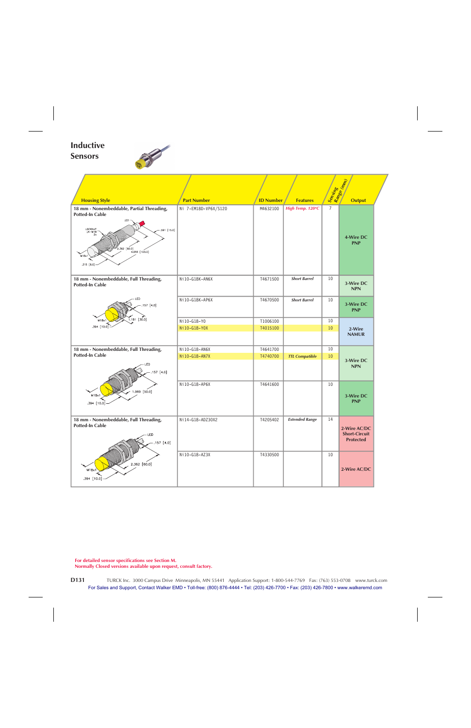# Inductive Sensors

| Housing Style | Part Number | ID Number | Features | Sensing Range (mm) | Output |
|---|---|---|---|---|---|
| 18 mm - Nonembeddable, Partial Threading, Potted-In Cable | Ni 7-EM18D-VP6X/S120 | M4632100 | *High Temp. 120°C* | 7 | 4-Wire DC PNP |
| 18 mm - Nonembeddable, Full Threading, Potted-In Cable | Ni10-G18K-AN6X | T4671500 | *Short Barrel* | 10 | 3-Wire DC NPN |
| | Ni10-G18K-AP6X | T4670500 | *Short Barrel* | 10 | 3-Wire DC PNP |
| | Ni10-G18-Y0 | T1006100 | | 10 | 2-Wire NAMUR |
| | Ni10-G18-Y0X | T4015100 | | 10 | 2-Wire NAMUR |
| 18 mm - Nonembeddable, Full Threading, Potted-In Cable | Ni10-G18-AN6X | T4641700 | | 10 | 3-Wire DC NPN |
| | Ni10-G18-AN7X | T4740700 | *TTL Compatible* | 10 | 3-Wire DC NPN |
| | Ni10-G18-AP6X | T4641600 | | 10 | 3-Wire DC PNP |
| 18 mm - Nonembeddable, Full Threading, Potted-In Cable | Ni14-G18-ADZ30X2 | T4205402 | *Extended Range* | 14 | 2-Wire AC/DC Short-Circuit Protected |
| | Ni10-G18-AZ3X | T4330500 | | 10 | 2-Wire AC/DC |

For detailed sensor specifications see Section M.
Normally Closed versions available upon request, consult factory.

TURCK Inc. 3000 Campus Drive Minneapolis, MN 55441 Application Support: 1-800-544-7769 Fax: (763) 553-0708 www.turck.com

For Sales and Support, Contact Walker EMD • Toll-free: (800) 876-4444 • Tel: (203) 426-7700 • Fax: (203) 426-7800 • www.walkeremd.com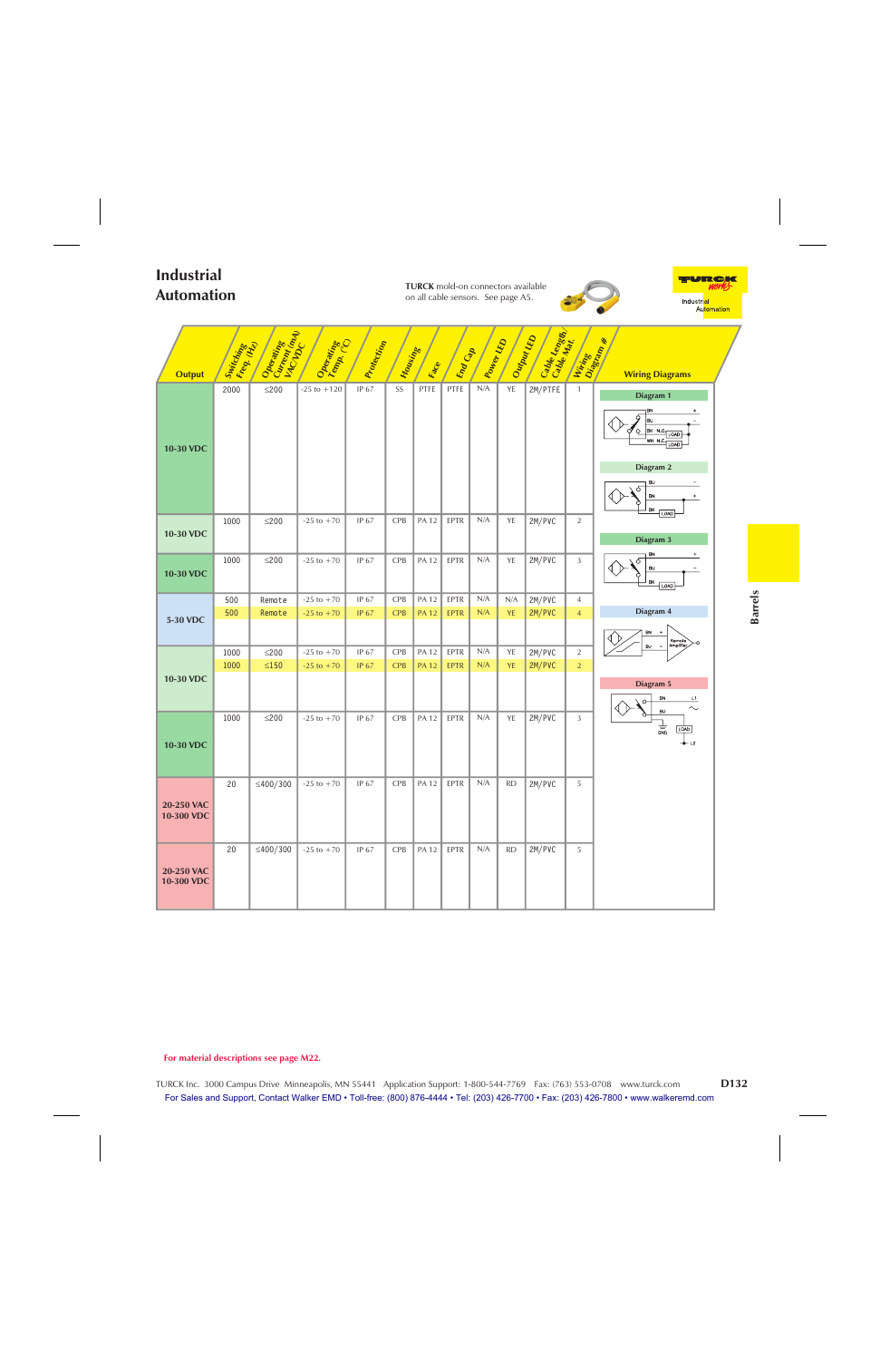# Industrial Automation

**TURCK** mold-on connectors available on all cable sensors. See page A5.

| Output | Switching Freq. (Hz) | Operating Current (mA) VAC/VDC | Operating Temp. (°C) | Protection | Housing | Face | End Cap | Power LED | Output LED | Cable Length/ Cable Mat. | Wiring Diagram # |
|---|---|---|---|---|---|---|---|---|---|---|---|
| 10-30 VDC | 2000 | ≤200 | -25 to +120 | IP 67 | SS | PTFE | PTFE | N/A | YE | 2M/PTFE | 1 |
| 10-30 VDC | 1000 | ≤200 | -25 to +70 | IP 67 | CPB | PA 12 | EPTR | N/A | YE | 2M/PVC | 2 |
| 10-30 VDC | 1000 | ≤200 | -25 to +70 | IP 67 | CPB | PA 12 | EPTR | N/A | YE | 2M/PVC | 3 |
| 5-30 VDC | 500 | Remote | -25 to +70 | IP 67 | CPB | PA 12 | EPTR | N/A | N/A | 2M/PVC | 4 |
| | 500 | Remote | -25 to +70 | IP 67 | CPB | PA 12 | EPTR | N/A | YE | 2M/PVC | 4 |
| 10-30 VDC | 1000 | ≤200 | -25 to +70 | IP 67 | CPB | PA 12 | EPTR | N/A | YE | 2M/PVC | 2 |
| | 1000 | ≤150 | -25 to +70 | IP 67 | CPB | PA 12 | EPTR | N/A | YE | 2M/PVC | 2 |
| 10-30 VDC | 1000 | ≤200 | -25 to +70 | IP 67 | CPB | PA 12 | EPTR | N/A | YE | 2M/PVC | 3 |
| 20-250 VAC 10-300 VDC | 20 | ≤400/300 | -25 to +70 | IP 67 | CPB | PA 12 | EPTR | N/A | RD | 2M/PVC | 5 |
| 20-250 VAC 10-300 VDC | 20 | ≤400/300 | -25 to +70 | IP 67 | CPB | PA 12 | EPTR | N/A | RD | 2M/PVC | 5 |

## Wiring Diagrams

**Diagram 1**

BN +
BU –
BK N.O. LOAD
WH N.C. LOAD

**Diagram 2**

BU –
BN +
BK LOAD

**Diagram 3**

BN +
BU –
BK LOAD

**Diagram 4**

BN +
BU –
Remote Amplifier

**Diagram 5**

BN L1
BU
GND
LOAD
L2

Barrels

For material descriptions see page M22.

TURCK Inc. 3000 Campus Drive Minneapolis, MN 55441 Application Support: 1-800-544-7769 Fax: (763) 553-0708 www.turck.com

For Sales and Support, Contact Walker EMD • Toll-free: (800) 876-4444 • Tel: (203) 426-7700 • Fax: (203) 426-7800 • www.walkeremd.com